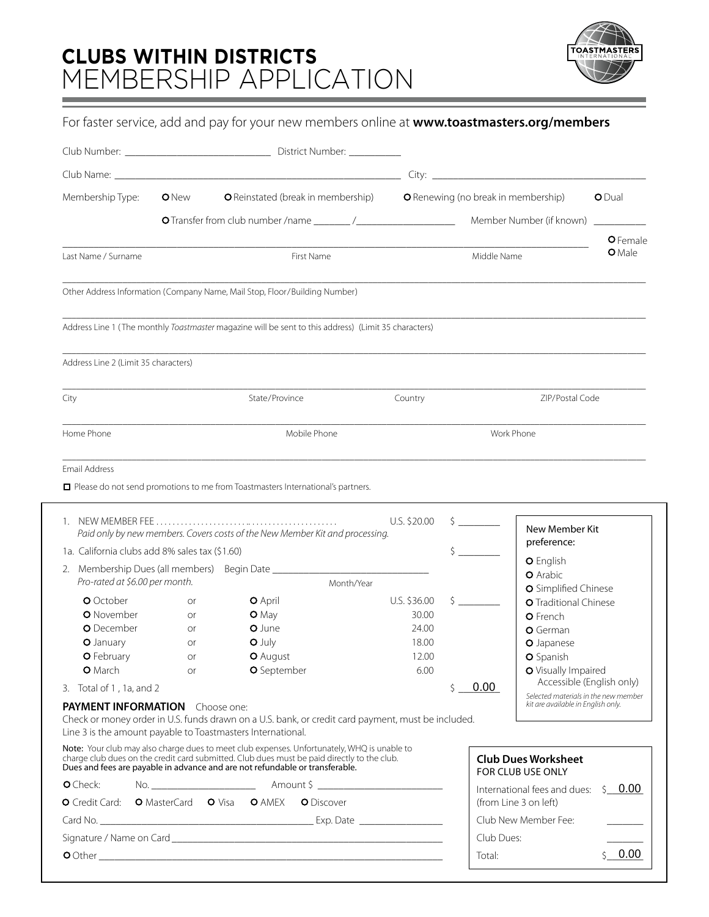# CLUBS WITHIN DISTRICTS
# MEMBERSHIP APPLICATION

For faster service, add and pay for your new members online at **www.toastmasters.org/members**

Club Number: ______________________ District Number: __________

Club Name: ____________________________________________ City: ________________________________

Membership Type: ○ New ○ Reinstated (break in membership) ○ Renewing (no break in membership) ○ Dual

○ Transfer from club number /name _______ /__________________ Member Number (if known) __________

_______________________________________________________________________________ ○ Female ○ Male

Last Name / Surname First Name Middle Name

_______________________________________________________________________________

Other Address Information (Company Name, Mail Stop, Floor/Building Number)

_______________________________________________________________________________

Address Line 1 (The monthly *Toastmaster* magazine will be sent to this address) (Limit 35 characters)

_______________________________________________________________________________

Address Line 2 (Limit 35 characters)

_______________________________________________________________________________

City State/Province Country ZIP/Postal Code

_______________________________________________________________________________

Home Phone Mobile Phone Work Phone

_______________________________________________________________________________

Email Address

☐ Please do not send promotions to me from Toastmasters International's partners.

1. NEW MEMBER FEE .......................................... U.S. $20.00 $ ________
*Paid only by new members. Covers costs of the New Member Kit and processing.*

1a. California clubs add 8% sales tax ($1.60) $ ________

2. Membership Dues (all members) Begin Date ______________________
*Pro-rated at $6.00 per month.* Month/Year

| | | | | |
|---|---|---|---|---|
| ○ October | or | ○ April | U.S. $36.00 | $ ________ |
| ○ November | or | ○ May | 30.00 | |
| ○ December | or | ○ June | 24.00 | |
| ○ January | or | ○ July | 18.00 | |
| ○ February | or | ○ August | 12.00 | |
| ○ March | or | ○ September | 6.00 | |

3. Total of 1 , 1a, and 2 $ 0.00

**New Member Kit preference:**

- ○ English
- ○ Arabic
- ○ Simplified Chinese
- ○ Traditional Chinese
- ○ French
- ○ German
- ○ Japanese
- ○ Spanish
- ○ Visually Impaired Accessible (English only)

*Selected materials in the new member kit are available in English only.*

**PAYMENT INFORMATION** Choose one:

Check or money order in U.S. funds drawn on a U.S. bank, or credit card payment, must be included. Line 3 is the amount payable to Toastmasters International.

Note: Your club may also charge dues to meet club expenses. Unfortunately, WHQ is unable to charge club dues on the credit card submitted. Club dues must be paid directly to the club. Dues and fees are payable in advance and are not refundable or transferable.

○ Check: No. __________________ Amount $ ______________________

○ Credit Card: ○ MasterCard ○ Visa ○ AMEX ○ Discover

Card No. ______________________________________ Exp. Date ______________

Signature / Name on Card ____________________________________________________

○ Other ____________________________________________________________

**Club Dues Worksheet**
FOR CLUB USE ONLY

| | |
|---|---|
| International fees and dues: (from Line 3 on left) | $ 0.00 |
| Club New Member Fee: | _______ |
| Club Dues: | _______ |
| Total: | $ 0.00 |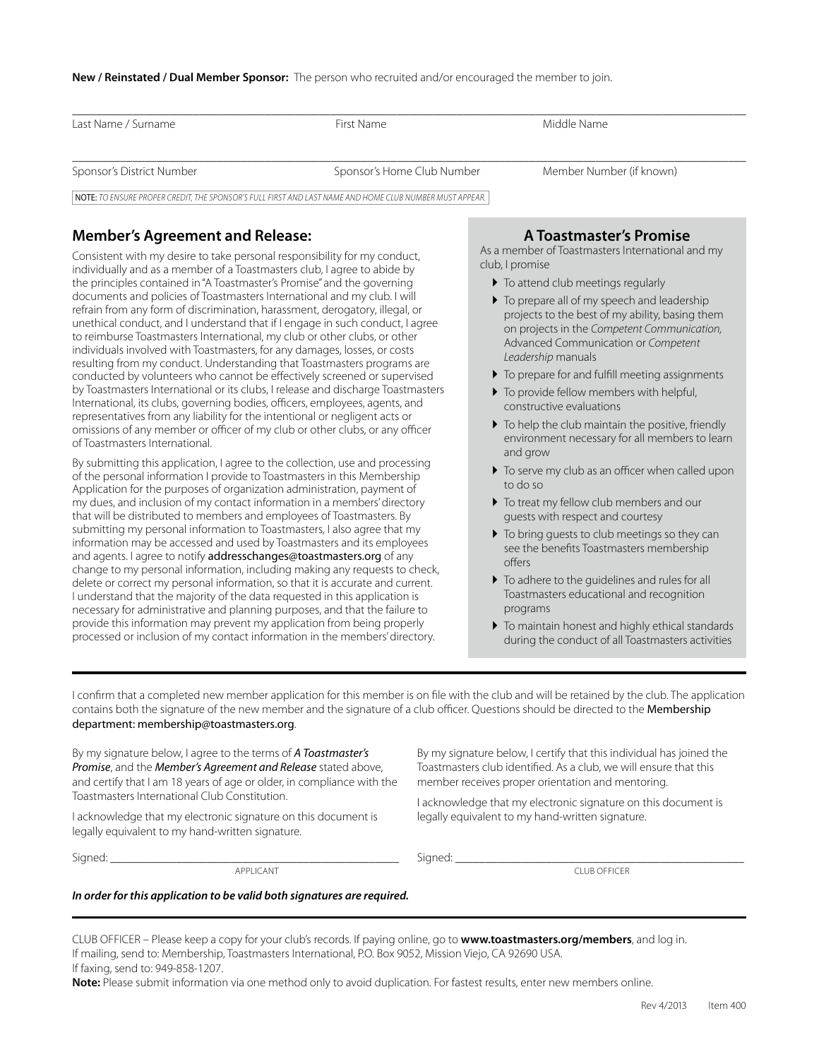**New / Reinstated / Dual Member Sponsor:** The person who recruited and/or encouraged the member to join.

| | | |
|---|---|---|
| Last Name / Surname | First Name | Middle Name |
| Sponsor's District Number | Sponsor's Home Club Number | Member Number (if known) |

NOTE: *TO ENSURE PROPER CREDIT, THE SPONSOR'S FULL FIRST AND LAST NAME AND HOME CLUB NUMBER MUST APPEAR.*

## Member's Agreement and Release:

Consistent with my desire to take personal responsibility for my conduct, individually and as a member of a Toastmasters club, I agree to abide by the principles contained in "A Toastmaster's Promise" and the governing documents and policies of Toastmasters International and my club. I will refrain from any form of discrimination, harassment, derogatory, illegal, or unethical conduct, and I understand that if I engage in such conduct, I agree to reimburse Toastmasters International, my club or other clubs, or other individuals involved with Toastmasters, for any damages, losses, or costs resulting from my conduct. Understanding that Toastmasters programs are conducted by volunteers who cannot be effectively screened or supervised by Toastmasters International or its clubs, I release and discharge Toastmasters International, its clubs, governing bodies, officers, employees, agents, and representatives from any liability for the intentional or negligent acts or omissions of any member or officer of my club or other clubs, or any officer of Toastmasters International.

By submitting this application, I agree to the collection, use and processing of the personal information I provide to Toastmasters in this Membership Application for the purposes of organization administration, payment of my dues, and inclusion of my contact information in a members' directory that will be distributed to members and employees of Toastmasters. By submitting my personal information to Toastmasters, I also agree that my information may be accessed and used by Toastmasters and its employees and agents. I agree to notify addresschanges@toastmasters.org of any change to my personal information, including making any requests to check, delete or correct my personal information, so that it is accurate and current. I understand that the majority of the data requested in this application is necessary for administrative and planning purposes, and that the failure to provide this information may prevent my application from being properly processed or inclusion of my contact information in the members' directory.

## A Toastmaster's Promise

As a member of Toastmasters International and my club, I promise

- To attend club meetings regularly
- To prepare all of my speech and leadership projects to the best of my ability, basing them on projects in the *Competent Communication,* Advanced Communication or *Competent Leadership* manuals
- To prepare for and fulfill meeting assignments
- To provide fellow members with helpful, constructive evaluations
- To help the club maintain the positive, friendly environment necessary for all members to learn and grow
- To serve my club as an officer when called upon to do so
- To treat my fellow club members and our guests with respect and courtesy
- To bring guests to club meetings so they can see the benefits Toastmasters membership offers
- To adhere to the guidelines and rules for all Toastmasters educational and recognition programs
- To maintain honest and highly ethical standards during the conduct of all Toastmasters activities

---

I confirm that a completed new member application for this member is on file with the club and will be retained by the club. The application contains both the signature of the new member and the signature of a club officer. Questions should be directed to the Membership department: membership@toastmasters.org.

By my signature below, I agree to the terms of ***A Toastmaster's Promise***, and the ***Member's Agreement and Release*** stated above, and certify that I am 18 years of age or older, in compliance with the Toastmasters International Club Constitution.

I acknowledge that my electronic signature on this document is legally equivalent to my hand-written signature.

Signed: ______________________________
APPLICANT

By my signature below, I certify that this individual has joined the Toastmasters club identified. As a club, we will ensure that this member receives proper orientation and mentoring.

I acknowledge that my electronic signature on this document is legally equivalent to my hand-written signature.

Signed: ______________________________
CLUB OFFICER

***In order for this application to be valid both signatures are required.***

---

CLUB OFFICER – Please keep a copy for your club's records. If paying online, go to **www.toastmasters.org/members**, and log in.
If mailing, send to: Membership, Toastmasters International, P.O. Box 9052, Mission Viejo, CA 92690 USA.
If faxing, send to: 949-858-1207.
**Note:** Please submit information via one method only to avoid duplication. For fastest results, enter new members online.

Rev 4/2013 Item 400